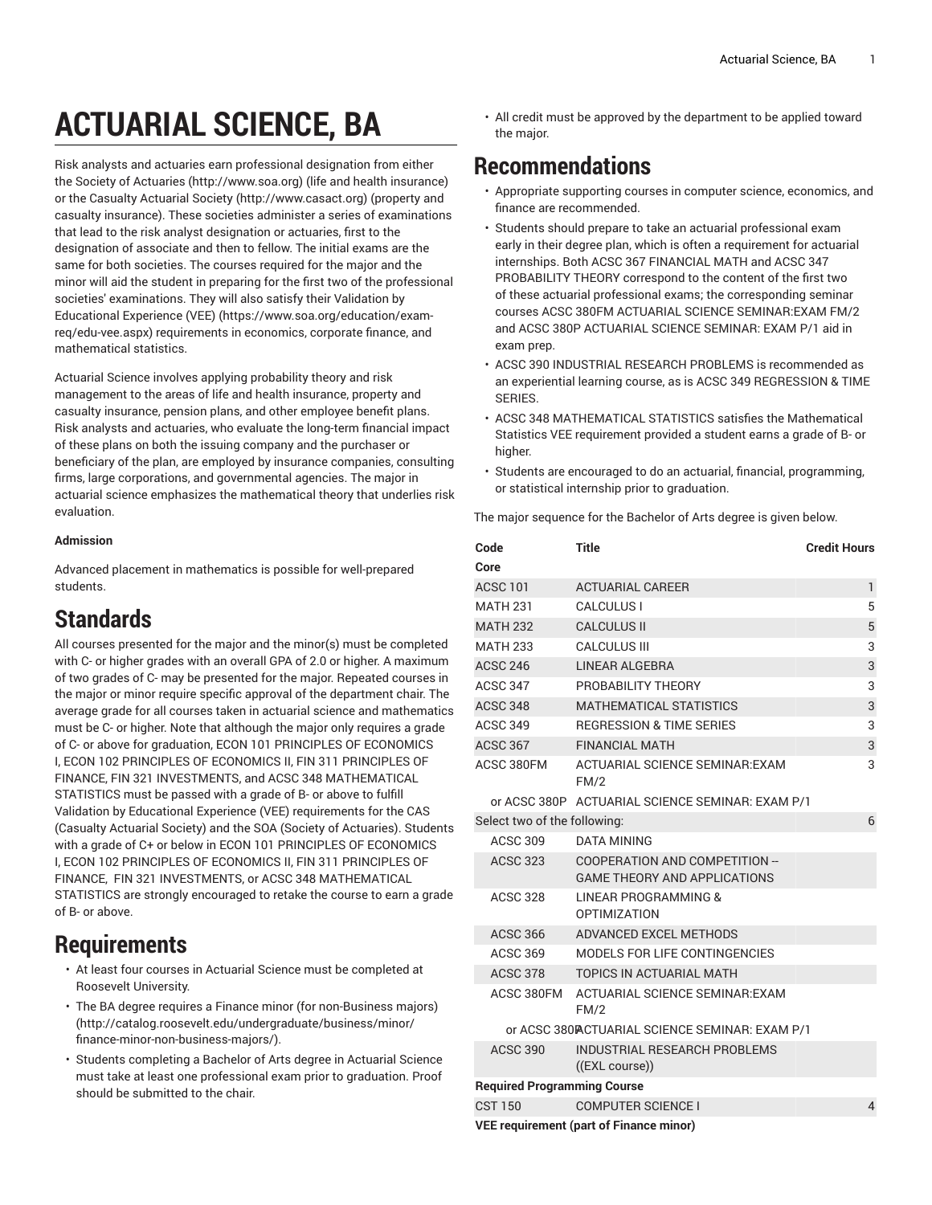# ACTUARIAL SCIENCE, BA

Risk analysts and actuaries earn professional designation from either the Society of Actuaries (http://www.soa.org) (life and health insurance) or the Casualty Actuarial Society (http://www.casact.org) (property and casualty insurance). These societies administer a series of examinations that lead to the risk analyst designation or actuaries, first to the designation of associate and then to fellow. The initial exams are the same for both societies. The courses required for the major and the minor will aid the student in preparing for the first two of the professional societies' examinations. They will also satisfy their Validation by Educational Experience (VEE) (https://www.soa.org/education/exam-req/edu-vee.aspx) requirements in economics, corporate finance, and mathematical statistics.

Actuarial Science involves applying probability theory and risk management to the areas of life and health insurance, property and casualty insurance, pension plans, and other employee benefit plans. Risk analysts and actuaries, who evaluate the long-term financial impact of these plans on both the issuing company and the purchaser or beneficiary of the plan, are employed by insurance companies, consulting firms, large corporations, and governmental agencies. The major in actuarial science emphasizes the mathematical theory that underlies risk evaluation.

**Admission**

Advanced placement in mathematics is possible for well-prepared students.

## Standards

All courses presented for the major and the minor(s) must be completed with C- or higher grades with an overall GPA of 2.0 or higher. A maximum of two grades of C- may be presented for the major. Repeated courses in the major or minor require specific approval of the department chair. The average grade for all courses taken in actuarial science and mathematics must be C- or higher. Note that although the major only requires a grade of C- or above for graduation, ECON 101 PRINCIPLES OF ECONOMICS I, ECON 102 PRINCIPLES OF ECONOMICS II, FIN 311 PRINCIPLES OF FINANCE, FIN 321 INVESTMENTS, and ACSC 348 MATHEMATICAL STATISTICS must be passed with a grade of B- or above to fulfill Validation by Educational Experience (VEE) requirements for the CAS (Casualty Actuarial Society) and the SOA (Society of Actuaries). Students with a grade of C+ or below in ECON 101 PRINCIPLES OF ECONOMICS I, ECON 102 PRINCIPLES OF ECONOMICS II, FIN 311 PRINCIPLES OF FINANCE, FIN 321 INVESTMENTS, or ACSC 348 MATHEMATICAL STATISTICS are strongly encouraged to retake the course to earn a grade of B- or above.

## Requirements

- At least four courses in Actuarial Science must be completed at Roosevelt University.
- The BA degree requires a Finance minor (for non-Business majors) (http://catalog.roosevelt.edu/undergraduate/business/minor/finance-minor-non-business-majors/).
- Students completing a Bachelor of Arts degree in Actuarial Science must take at least one professional exam prior to graduation. Proof should be submitted to the chair.
- All credit must be approved by the department to be applied toward the major.

## Recommendations

- Appropriate supporting courses in computer science, economics, and finance are recommended.
- Students should prepare to take an actuarial professional exam early in their degree plan, which is often a requirement for actuarial internships. Both ACSC 367 FINANCIAL MATH and ACSC 347 PROBABILITY THEORY correspond to the content of the first two of these actuarial professional exams; the corresponding seminar courses ACSC 380FM ACTUARIAL SCIENCE SEMINAR:EXAM FM/2 and ACSC 380P ACTUARIAL SCIENCE SEMINAR: EXAM P/1 aid in exam prep.
- ACSC 390 INDUSTRIAL RESEARCH PROBLEMS is recommended as an experiential learning course, as is ACSC 349 REGRESSION & TIME SERIES.
- ACSC 348 MATHEMATICAL STATISTICS satisfies the Mathematical Statistics VEE requirement provided a student earns a grade of B- or higher.
- Students are encouraged to do an actuarial, financial, programming, or statistical internship prior to graduation.

The major sequence for the Bachelor of Arts degree is given below.

| Code | Title | Credit Hours |
|---|---|---|
| **Core** | | |
| ACSC 101 | ACTUARIAL CAREER | 1 |
| MATH 231 | CALCULUS I | 5 |
| MATH 232 | CALCULUS II | 5 |
| MATH 233 | CALCULUS III | 3 |
| ACSC 246 | LINEAR ALGEBRA | 3 |
| ACSC 347 | PROBABILITY THEORY | 3 |
| ACSC 348 | MATHEMATICAL STATISTICS | 3 |
| ACSC 349 | REGRESSION & TIME SERIES | 3 |
| ACSC 367 | FINANCIAL MATH | 3 |
| ACSC 380FM | ACTUARIAL SCIENCE SEMINAR:EXAM FM/2 | 3 |
| or ACSC 380P | ACTUARIAL SCIENCE SEMINAR: EXAM P/1 | |
| Select two of the following: | | 6 |
| ACSC 309 | DATA MINING | |
| ACSC 323 | COOPERATION AND COMPETITION -- GAME THEORY AND APPLICATIONS | |
| ACSC 328 | LINEAR PROGRAMMING & OPTIMIZATION | |
| ACSC 366 | ADVANCED EXCEL METHODS | |
| ACSC 369 | MODELS FOR LIFE CONTINGENCIES | |
| ACSC 378 | TOPICS IN ACTUARIAL MATH | |
| ACSC 380FM | ACTUARIAL SCIENCE SEMINAR:EXAM FM/2 | |
| or ACSC 380P | ACTUARIAL SCIENCE SEMINAR: EXAM P/1 | |
| ACSC 390 | INDUSTRIAL RESEARCH PROBLEMS ((EXL course)) | |
| **Required Programming Course** | | |
| CST 150 | COMPUTER SCIENCE I | 4 |
| **VEE requirement (part of Finance minor)** | | |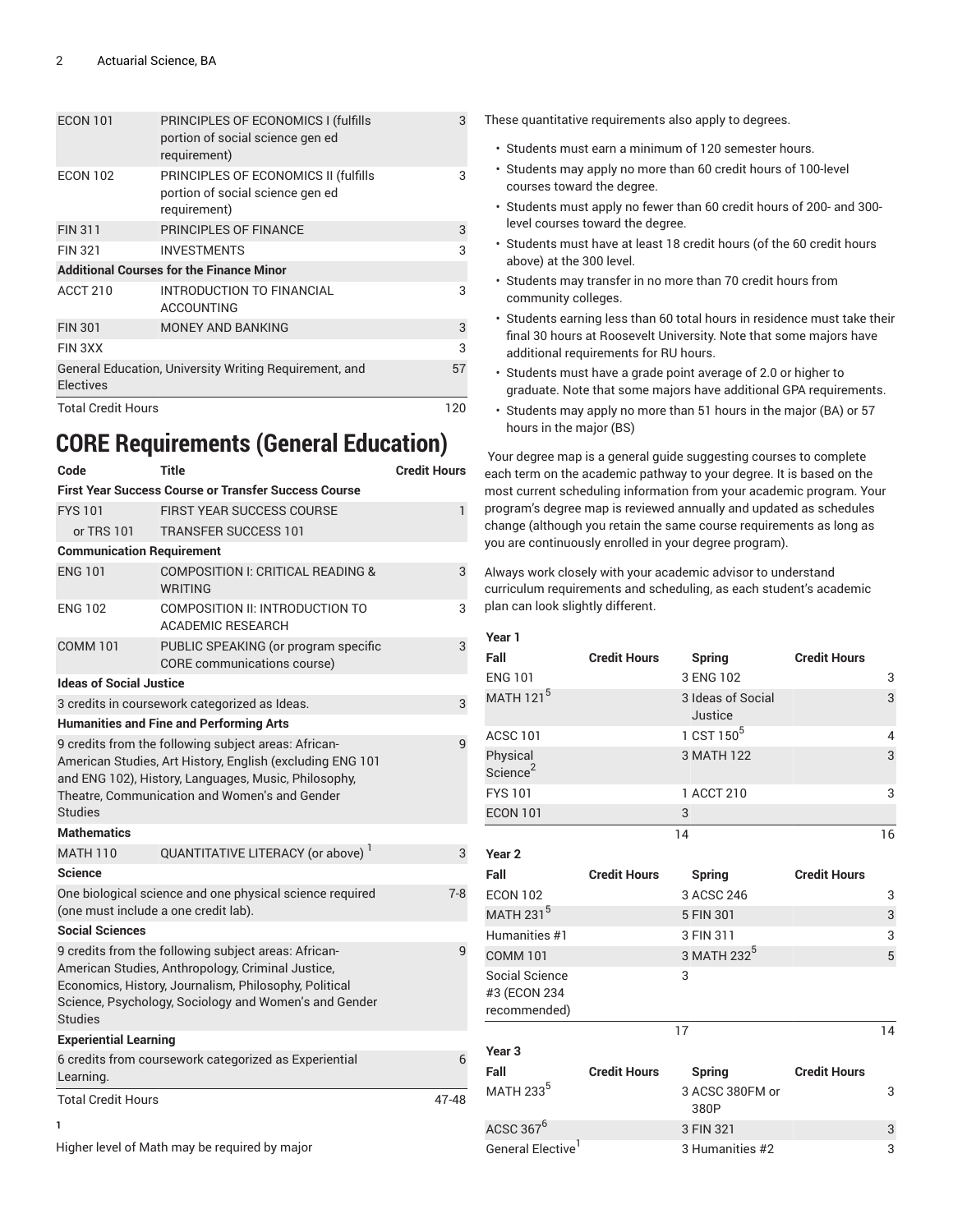| | | |
|---|---|---|
| ECON 101 | PRINCIPLES OF ECONOMICS I (fulfills portion of social science gen ed requirement) | 3 |
| ECON 102 | PRINCIPLES OF ECONOMICS II (fulfills portion of social science gen ed requirement) | 3 |
| FIN 311 | PRINCIPLES OF FINANCE | 3 |
| FIN 321 | INVESTMENTS | 3 |
| **Additional Courses for the Finance Minor** | | |
| ACCT 210 | INTRODUCTION TO FINANCIAL ACCOUNTING | 3 |
| FIN 301 | MONEY AND BANKING | 3 |
| FIN 3XX | | 3 |
| General Education, University Writing Requirement, and Electives | | 57 |
| Total Credit Hours | | 120 |

# CORE Requirements (General Education)

| Code | Title | Credit Hours |
|---|---|---|
| **First Year Success Course or Transfer Success Course** | | |
| FYS 101 | FIRST YEAR SUCCESS COURSE | 1 |
| or TRS 101 | TRANSFER SUCCESS 101 | |
| **Communication Requirement** | | |
| ENG 101 | COMPOSITION I: CRITICAL READING & WRITING | 3 |
| ENG 102 | COMPOSITION II: INTRODUCTION TO ACADEMIC RESEARCH | 3 |
| COMM 101 | PUBLIC SPEAKING (or program specific CORE communications course) | 3 |
| **Ideas of Social Justice** | | |
| 3 credits in coursework categorized as Ideas. | | 3 |
| **Humanities and Fine and Performing Arts** | | |
| 9 credits from the following subject areas: African-American Studies, Art History, English (excluding ENG 101 and ENG 102), History, Languages, Music, Philosophy, Theatre, Communication and Women's and Gender Studies | | 9 |
| **Mathematics** | | |
| MATH 110 | QUANTITATIVE LITERACY (or above) [1] | 3 |
| **Science** | | |
| One biological science and one physical science required (one must include a one credit lab). | | 7-8 |
| **Social Sciences** | | |
| 9 credits from the following subject areas: African-American Studies, Anthropology, Criminal Justice, Economics, History, Journalism, Philosophy, Political Science, Psychology, Sociology and Women's and Gender Studies | | 9 |
| **Experiential Learning** | | |
| 6 credits from coursework categorized as Experiential Learning. | | 6 |
| Total Credit Hours | | 47-48 |

**1**

Higher level of Math may be required by major

These quantitative requirements also apply to degrees.

- Students must earn a minimum of 120 semester hours.
- Students may apply no more than 60 credit hours of 100-level courses toward the degree.
- Students must apply no fewer than 60 credit hours of 200- and 300-level courses toward the degree.
- Students must have at least 18 credit hours (of the 60 credit hours above) at the 300 level.
- Students may transfer in no more than 70 credit hours from community colleges.
- Students earning less than 60 total hours in residence must take their final 30 hours at Roosevelt University. Note that some majors have additional requirements for RU hours.
- Students must have a grade point average of 2.0 or higher to graduate. Note that some majors have additional GPA requirements.
- Students may apply no more than 51 hours in the major (BA) or 57 hours in the major (BS)

Your degree map is a general guide suggesting courses to complete each term on the academic pathway to your degree. It is based on the most current scheduling information from your academic program. Your program's degree map is reviewed annually and updated as schedules change (although you retain the same course requirements as long as you are continuously enrolled in your degree program).

Always work closely with your academic advisor to understand curriculum requirements and scheduling, as each student's academic plan can look slightly different.

| Year 1 | | | |
|---|---|---|---|
| **Fall** | **Credit Hours** | **Spring** | **Credit Hours** |
| ENG 101 | 3 | ENG 102 | 3 |
| MATH 121[5] | 3 | Ideas of Social Justice | 3 |
| ACSC 101 | 1 | CST 150[5] | 4 |
| Physical Science[2] | 3 | MATH 122 | 3 |
| FYS 101 | 1 | ACCT 210 | 3 |
| ECON 101 | 3 | | |
| | 14 | | 16 |

| Year 2 | | | |
|---|---|---|---|
| **Fall** | **Credit Hours** | **Spring** | **Credit Hours** |
| ECON 102 | 3 | ACSC 246 | 3 |
| MATH 231[5] | 5 | FIN 301 | 3 |
| Humanities #1 | 3 | FIN 311 | 3 |
| COMM 101 | 3 | MATH 232[5] | 5 |
| Social Science #3 (ECON 234 recommended) | 3 | | |
| | 17 | | 14 |

| Year 3 | | | |
|---|---|---|---|
| **Fall** | **Credit Hours** | **Spring** | **Credit Hours** |
| MATH 233[5] | 3 | ACSC 380FM or 380P | 3 |
| ACSC 367[6] | 3 | FIN 321 | 3 |
| General Elective[1] | 3 | Humanities #2 | 3 |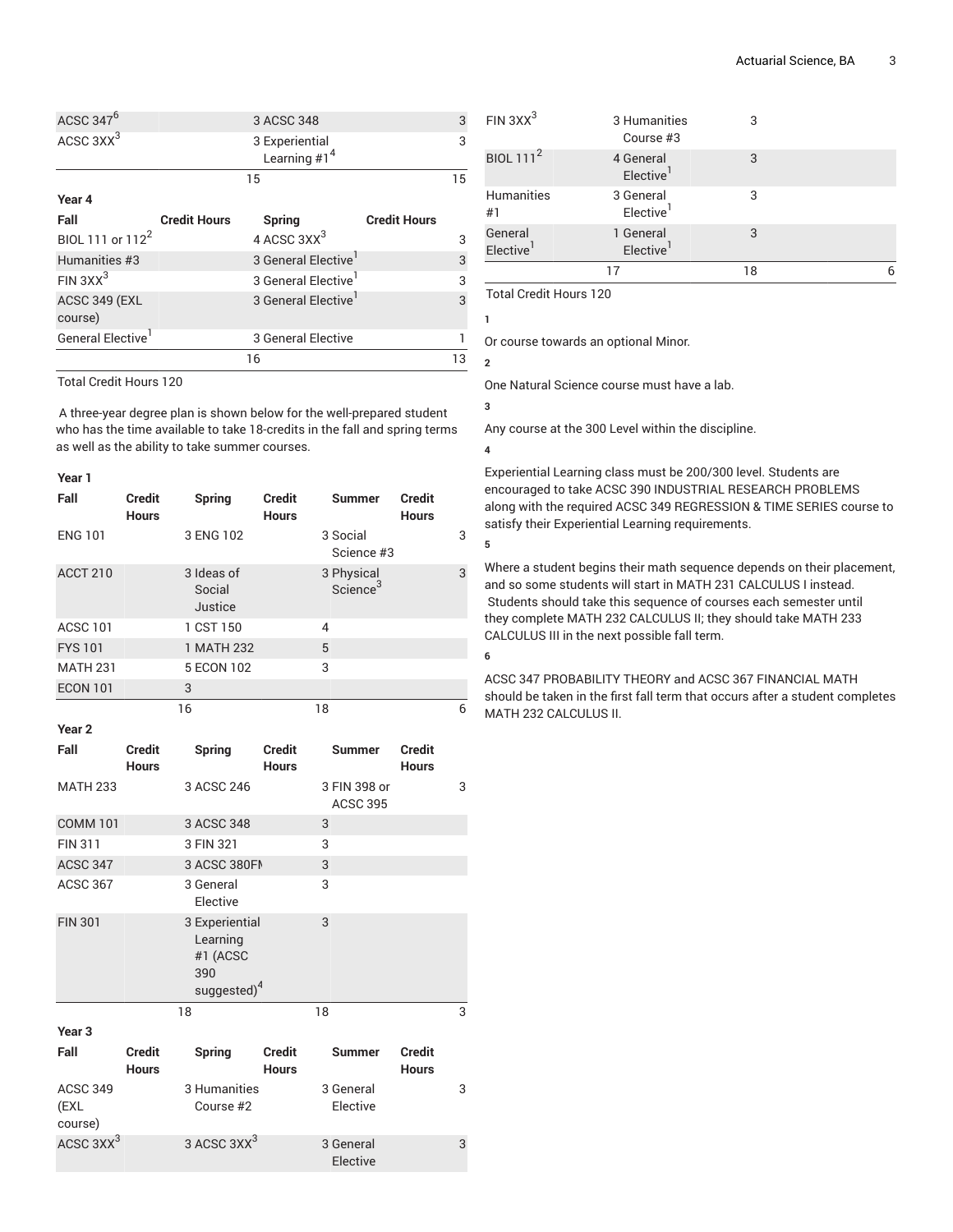| | | | |
|---|---|---|---|
| ACSC 347[6] | 3 | ACSC 348 | 3 |
| ACSC 3XX[3] | 3 | Experiential Learning #1[4] | 3 |
| | 15 | | 15 |

**Year 4**

| Fall | Credit Hours | Spring | Credit Hours |
|---|---|---|---|
| BIOL 111 or 112[2] | 4 | ACSC 3XX[3] | 3 |
| Humanities #3 | 3 | General Elective[1] | 3 |
| FIN 3XX[3] | 3 | General Elective[1] | 3 |
| ACSC 349 (EXL course) | 3 | General Elective[1] | 3 |
| General Elective[1] | 3 | General Elective | 1 |
| | 16 | | 13 |

Total Credit Hours 120

A three-year degree plan is shown below for the well-prepared student who has the time available to take 18-credits in the fall and spring terms as well as the ability to take summer courses.

**Year 1**

| Fall | Credit Hours | Spring | Credit Hours | Summer | Credit Hours |
|---|---|---|---|---|---|
| ENG 101 | 3 | ENG 102 | 3 | Social Science #3 | 3 |
| ACCT 210 | 3 | Ideas of Social Justice | 3 | Physical Science[3] | 3 |
| ACSC 101 | 1 | CST 150 | 4 | | |
| FYS 101 | 1 | MATH 232 | 5 | | |
| MATH 231 | 5 | ECON 102 | 3 | | |
| ECON 101 | 3 | | | | |
| | 16 | | 18 | | 6 |

**Year 2**

| Fall | Credit Hours | Spring | Credit Hours | Summer | Credit Hours |
|---|---|---|---|---|---|
| MATH 233 | 3 | ACSC 246 | 3 | FIN 398 or ACSC 395 | 3 |
| COMM 101 | 3 | ACSC 348 | 3 | | |
| FIN 311 | 3 | FIN 321 | 3 | | |
| ACSC 347 | 3 | ACSC 380FM | 3 | | |
| ACSC 367 | 3 | General Elective | 3 | | |
| FIN 301 | 3 | Experiential Learning #1 (ACSC 390 suggested)[4] | 3 | | |
| | 18 | | 18 | | 3 |

**Year 3**

| Fall | Credit Hours | Spring | Credit Hours | Summer | Credit Hours |
|---|---|---|---|---|---|
| ACSC 349 (EXL course) | 3 | Humanities Course #2 | 3 | General Elective | 3 |
| ACSC 3XX[3] | 3 | ACSC 3XX[3] | 3 | General Elective | 3 |
| FIN 3XX[3] | 3 | Humanities Course #3 | 3 | | |
| BIOL 111[2] | 4 | General Elective[1] | 3 | | |
| Humanities #1 | 3 | General Elective[1] | 3 | | |
| General Elective[1] | 1 | General Elective[1] | 3 | | |
| | 17 | | 18 | | 6 |

Total Credit Hours 120

1 Or course towards an optional Minor.

2 One Natural Science course must have a lab.

3 Any course at the 300 Level within the discipline.

4 Experiential Learning class must be 200/300 level. Students are encouraged to take ACSC 390 INDUSTRIAL RESEARCH PROBLEMS along with the required ACSC 349 REGRESSION & TIME SERIES course to satisfy their Experiential Learning requirements.

5 Where a student begins their math sequence depends on their placement, and so some students will start in MATH 231 CALCULUS I instead. Students should take this sequence of courses each semester until they complete MATH 232 CALCULUS II; they should take MATH 233 CALCULUS III in the next possible fall term.

6 ACSC 347 PROBABILITY THEORY and ACSC 367 FINANCIAL MATH should be taken in the first fall term that occurs after a student completes MATH 232 CALCULUS II.